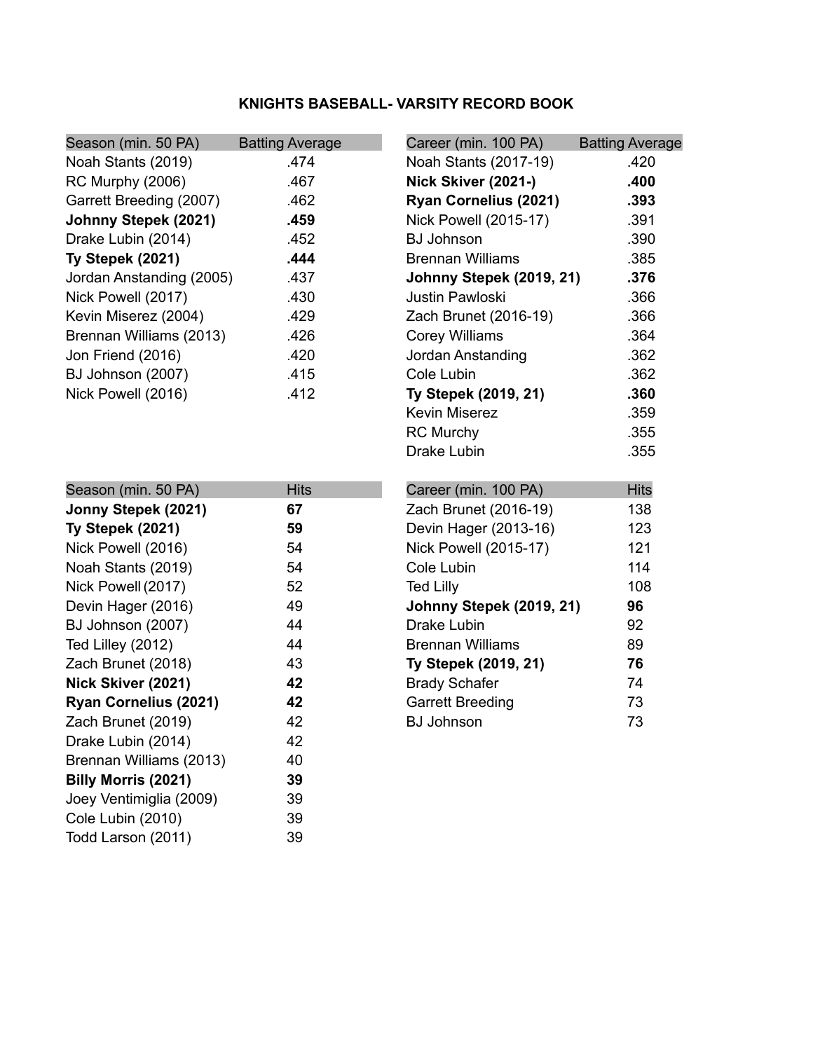# KNIGHTS BASEBALL- VARSITY RECORD BOOK

| Season (min. 50 PA) | Batting Average |
|---|---|
| Noah Stants (2019) | .474 |
| RC Murphy (2006) | .467 |
| Garrett Breeding (2007) | .462 |
| **Johnny Stepek (2021)** | **.459** |
| Drake Lubin (2014) | .452 |
| **Ty Stepek (2021)** | **.444** |
| Jordan Anstanding (2005) | .437 |
| Nick Powell (2017) | .430 |
| Kevin Miserez (2004) | .429 |
| Brennan Williams (2013) | .426 |
| Jon Friend (2016) | .420 |
| BJ Johnson (2007) | .415 |
| Nick Powell (2016) | .412 |

| Career (min. 100 PA) | Batting Average |
|---|---|
| Noah Stants (2017-19) | .420 |
| **Nick Skiver (2021-)** | **.400** |
| **Ryan Cornelius (2021)** | **.393** |
| Nick Powell (2015-17) | .391 |
| BJ Johnson | .390 |
| Brennan Williams | .385 |
| **Johnny Stepek (2019, 21)** | **.376** |
| Justin Pawloski | .366 |
| Zach Brunet (2016-19) | .366 |
| Corey Williams | .364 |
| Jordan Anstanding | .362 |
| Cole Lubin | .362 |
| **Ty Stepek (2019, 21)** | **.360** |
| Kevin Miserez | .359 |
| RC Murchy | .355 |
| Drake Lubin | .355 |

| Season (min. 50 PA) | Hits |
|---|---|
| **Jonny Stepek (2021)** | **67** |
| **Ty Stepek (2021)** | **59** |
| Nick Powell (2016) | 54 |
| Noah Stants (2019) | 54 |
| Nick Powell (2017) | 52 |
| Devin Hager (2016) | 49 |
| BJ Johnson (2007) | 44 |
| Ted Lilley (2012) | 44 |
| Zach Brunet (2018) | 43 |
| **Nick Skiver (2021)** | **42** |
| **Ryan Cornelius (2021)** | **42** |
| Zach Brunet (2019) | 42 |
| Drake Lubin (2014) | 42 |
| Brennan Williams (2013) | 40 |
| **Billy Morris (2021)** | **39** |
| Joey Ventimiglia (2009) | 39 |
| Cole Lubin (2010) | 39 |
| Todd Larson (2011) | 39 |

| Career (min. 100 PA) | Hits |
|---|---|
| Zach Brunet (2016-19) | 138 |
| Devin Hager (2013-16) | 123 |
| Nick Powell (2015-17) | 121 |
| Cole Lubin | 114 |
| Ted Lilly | 108 |
| **Johnny Stepek (2019, 21)** | **96** |
| Drake Lubin | 92 |
| Brennan Williams | 89 |
| **Ty Stepek (2019, 21)** | **76** |
| Brady Schafer | 74 |
| Garrett Breeding | 73 |
| BJ Johnson | 73 |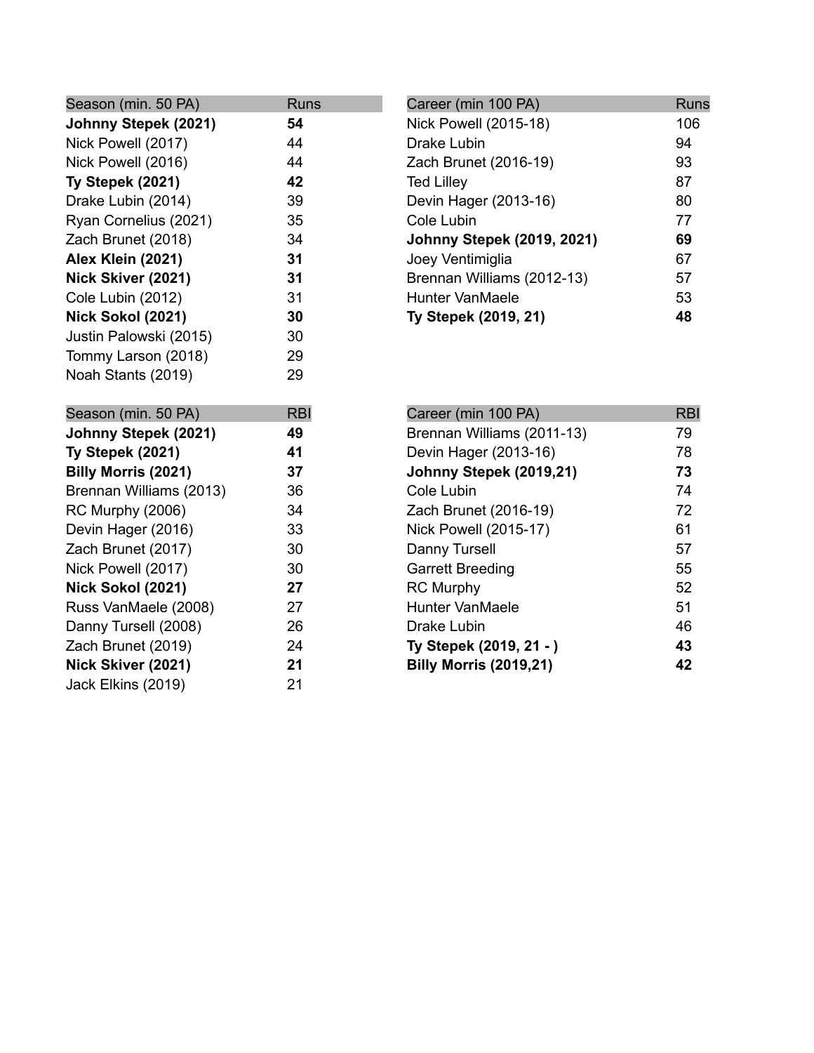| Season (min. 50 PA) | Runs |
|---|---|
| **Johnny Stepek (2021)** | **54** |
| Nick Powell (2017) | 44 |
| Nick Powell (2016) | 44 |
| **Ty Stepek (2021)** | **42** |
| Drake Lubin (2014) | 39 |
| Ryan Cornelius (2021) | 35 |
| Zach Brunet (2018) | 34 |
| **Alex Klein (2021)** | **31** |
| **Nick Skiver (2021)** | **31** |
| Cole Lubin (2012) | 31 |
| **Nick Sokol (2021)** | **30** |
| Justin Palowski (2015) | 30 |
| Tommy Larson (2018) | 29 |
| Noah Stants (2019) | 29 |

| Career (min 100 PA) | Runs |
|---|---|
| Nick Powell (2015-18) | 106 |
| Drake Lubin | 94 |
| Zach Brunet (2016-19) | 93 |
| Ted Lilley | 87 |
| Devin Hager (2013-16) | 80 |
| Cole Lubin | 77 |
| **Johnny Stepek (2019, 2021)** | **69** |
| Joey Ventimiglia | 67 |
| Brennan Williams (2012-13) | 57 |
| Hunter VanMaele | 53 |
| **Ty Stepek (2019, 21)** | **48** |

| Season (min. 50 PA) | RBI |
|---|---|
| **Johnny Stepek (2021)** | **49** |
| **Ty Stepek (2021)** | **41** |
| **Billy Morris (2021)** | **37** |
| Brennan Williams (2013) | 36 |
| RC Murphy (2006) | 34 |
| Devin Hager (2016) | 33 |
| Zach Brunet (2017) | 30 |
| Nick Powell (2017) | 30 |
| **Nick Sokol (2021)** | **27** |
| Russ VanMaele (2008) | 27 |
| Danny Tursell (2008) | 26 |
| Zach Brunet (2019) | 24 |
| **Nick Skiver (2021)** | **21** |
| Jack Elkins (2019) | 21 |

| Career (min 100 PA) | RBI |
|---|---|
| Brennan Williams (2011-13) | 79 |
| Devin Hager (2013-16) | 78 |
| **Johnny Stepek (2019,21)** | **73** |
| Cole Lubin | 74 |
| Zach Brunet (2016-19) | 72 |
| Nick Powell (2015-17) | 61 |
| Danny Tursell | 57 |
| Garrett Breeding | 55 |
| RC Murphy | 52 |
| Hunter VanMaele | 51 |
| Drake Lubin | 46 |
| **Ty Stepek (2019, 21 - )** | **43** |
| **Billy Morris (2019,21)** | **42** |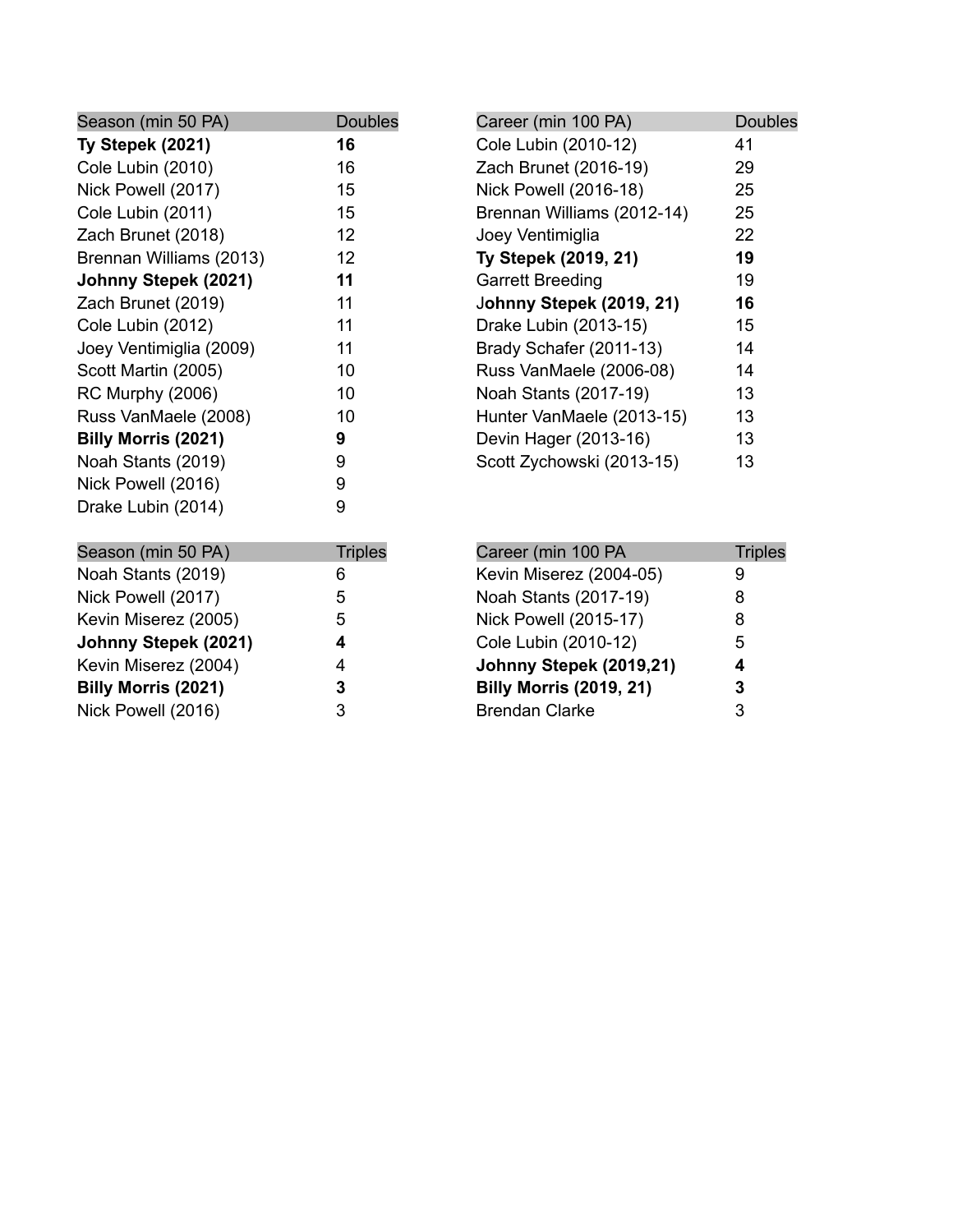| Season (min 50 PA) | Doubles |
|---|---|
| **Ty Stepek (2021)** | **16** |
| Cole Lubin (2010) | 16 |
| Nick Powell (2017) | 15 |
| Cole Lubin (2011) | 15 |
| Zach Brunet (2018) | 12 |
| Brennan Williams (2013) | 12 |
| **Johnny Stepek (2021)** | **11** |
| Zach Brunet (2019) | 11 |
| Cole Lubin (2012) | 11 |
| Joey Ventimiglia (2009) | 11 |
| Scott Martin (2005) | 10 |
| RC Murphy (2006) | 10 |
| Russ VanMaele (2008) | 10 |
| **Billy Morris (2021)** | **9** |
| Noah Stants (2019) | 9 |
| Nick Powell (2016) | 9 |
| Drake Lubin (2014) | 9 |

| Career (min 100 PA) | Doubles |
|---|---|
| Cole Lubin (2010-12) | 41 |
| Zach Brunet (2016-19) | 29 |
| Nick Powell (2016-18) | 25 |
| Brennan Williams (2012-14) | 25 |
| Joey Ventimiglia | 22 |
| **Ty Stepek (2019, 21)** | **19** |
| Garrett Breeding | 19 |
| **Johnny Stepek (2019, 21)** | **16** |
| Drake Lubin (2013-15) | 15 |
| Brady Schafer (2011-13) | 14 |
| Russ VanMaele (2006-08) | 14 |
| Noah Stants (2017-19) | 13 |
| Hunter VanMaele (2013-15) | 13 |
| Devin Hager (2013-16) | 13 |
| Scott Zychowski (2013-15) | 13 |

| Season (min 50 PA) | Triples |
|---|---|
| Noah Stants (2019) | 6 |
| Nick Powell (2017) | 5 |
| Kevin Miserez (2005) | 5 |
| **Johnny Stepek (2021)** | **4** |
| Kevin Miserez (2004) | 4 |
| **Billy Morris (2021)** | **3** |
| Nick Powell (2016) | 3 |

| Career (min 100 PA | Triples |
|---|---|
| Kevin Miserez (2004-05) | 9 |
| Noah Stants (2017-19) | 8 |
| Nick Powell (2015-17) | 8 |
| Cole Lubin (2010-12) | 5 |
| **Johnny Stepek (2019,21)** | **4** |
| **Billy Morris (2019, 21)** | **3** |
| Brendan Clarke | 3 |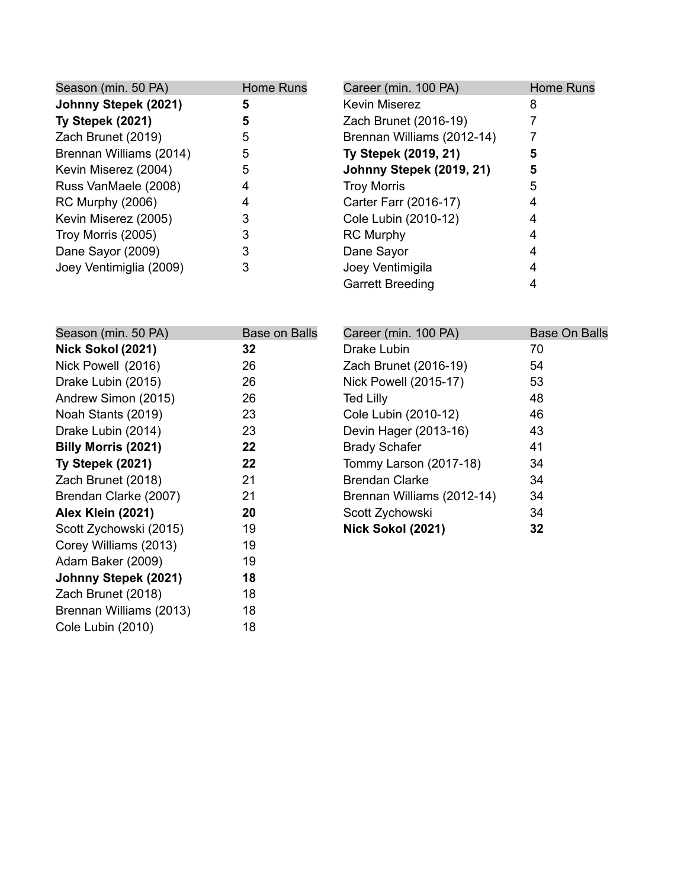| Season (min. 50 PA) | Home Runs |
|---|---|
| **Johnny Stepek (2021)** | **5** |
| **Ty Stepek (2021)** | **5** |
| Zach Brunet (2019) | 5 |
| Brennan Williams (2014) | 5 |
| Kevin Miserez (2004) | 5 |
| Russ VanMaele (2008) | 4 |
| RC Murphy (2006) | 4 |
| Kevin Miserez (2005) | 3 |
| Troy Morris (2005) | 3 |
| Dane Sayor (2009) | 3 |
| Joey Ventimiglia (2009) | 3 |

| Career (min. 100 PA) | Home Runs |
|---|---|
| Kevin Miserez | 8 |
| Zach Brunet (2016-19) | 7 |
| Brennan Williams (2012-14) | 7 |
| **Ty Stepek (2019, 21)** | **5** |
| **Johnny Stepek (2019, 21)** | **5** |
| Troy Morris | 5 |
| Carter Farr (2016-17) | 4 |
| Cole Lubin (2010-12) | 4 |
| RC Murphy | 4 |
| Dane Sayor | 4 |
| Joey Ventimigila | 4 |
| Garrett Breeding | 4 |

| Season (min. 50 PA) | Base on Balls |
|---|---|
| **Nick Sokol (2021)** | **32** |
| Nick Powell (2016) | 26 |
| Drake Lubin (2015) | 26 |
| Andrew Simon (2015) | 26 |
| Noah Stants (2019) | 23 |
| Drake Lubin (2014) | 23 |
| **Billy Morris (2021)** | **22** |
| **Ty Stepek (2021)** | **22** |
| Zach Brunet (2018) | 21 |
| Brendan Clarke (2007) | 21 |
| **Alex Klein (2021)** | **20** |
| Scott Zychowski (2015) | 19 |
| Corey Williams (2013) | 19 |
| Adam Baker (2009) | 19 |
| **Johnny Stepek (2021)** | **18** |
| Zach Brunet (2018) | 18 |
| Brennan Williams (2013) | 18 |
| Cole Lubin (2010) | 18 |

| Career (min. 100 PA) | Base On Balls |
|---|---|
| Drake Lubin | 70 |
| Zach Brunet (2016-19) | 54 |
| Nick Powell (2015-17) | 53 |
| Ted Lilly | 48 |
| Cole Lubin (2010-12) | 46 |
| Devin Hager (2013-16) | 43 |
| Brady Schafer | 41 |
| Tommy Larson (2017-18) | 34 |
| Brendan Clarke | 34 |
| Brennan Williams (2012-14) | 34 |
| Scott Zychowski | 34 |
| **Nick Sokol (2021)** | **32** |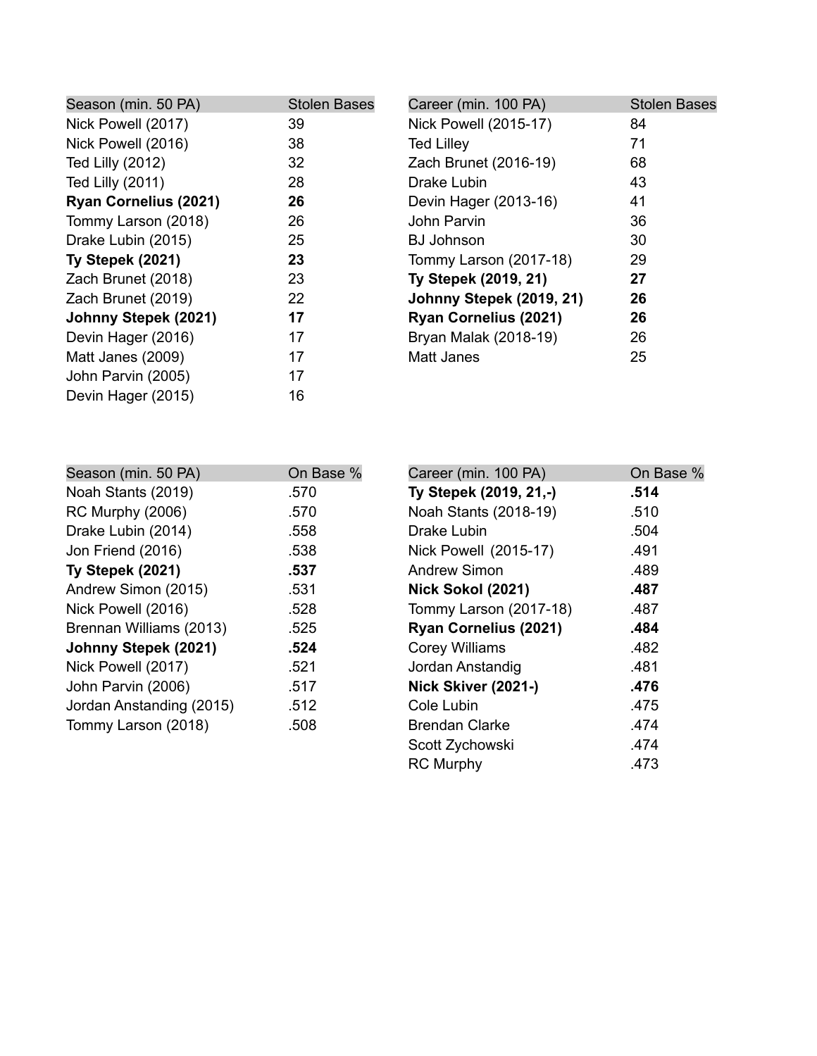| Season (min. 50 PA) | Stolen Bases |
|---|---|
| Nick Powell (2017) | 39 |
| Nick Powell (2016) | 38 |
| Ted Lilly (2012) | 32 |
| Ted Lilly (2011) | 28 |
| **Ryan Cornelius (2021)** | **26** |
| Tommy Larson (2018) | 26 |
| Drake Lubin (2015) | 25 |
| **Ty Stepek (2021)** | **23** |
| Zach Brunet (2018) | 23 |
| Zach Brunet (2019) | 22 |
| **Johnny Stepek (2021)** | **17** |
| Devin Hager (2016) | 17 |
| Matt Janes (2009) | 17 |
| John Parvin (2005) | 17 |
| Devin Hager (2015) | 16 |

| Career (min. 100 PA) | Stolen Bases |
|---|---|
| Nick Powell (2015-17) | 84 |
| Ted Lilley | 71 |
| Zach Brunet (2016-19) | 68 |
| Drake Lubin | 43 |
| Devin Hager (2013-16) | 41 |
| John Parvin | 36 |
| BJ Johnson | 30 |
| Tommy Larson (2017-18) | 29 |
| **Ty Stepek (2019, 21)** | **27** |
| **Johnny Stepek (2019, 21)** | **26** |
| **Ryan Cornelius (2021)** | **26** |
| Bryan Malak (2018-19) | 26 |
| Matt Janes | 25 |

| Season (min. 50 PA) | On Base % |
|---|---|
| Noah Stants (2019) | .570 |
| RC Murphy (2006) | .570 |
| Drake Lubin (2014) | .558 |
| Jon Friend (2016) | .538 |
| **Ty Stepek (2021)** | **.537** |
| Andrew Simon (2015) | .531 |
| Nick Powell (2016) | .528 |
| Brennan Williams (2013) | .525 |
| **Johnny Stepek (2021)** | **.524** |
| Nick Powell (2017) | .521 |
| John Parvin (2006) | .517 |
| Jordan Anstanding (2015) | .512 |
| Tommy Larson (2018) | .508 |

| Career (min. 100 PA) | On Base % |
|---|---|
| **Ty Stepek (2019, 21,-)** | **.514** |
| Noah Stants (2018-19) | .510 |
| Drake Lubin | .504 |
| Nick Powell (2015-17) | .491 |
| Andrew Simon | .489 |
| **Nick Sokol (2021)** | **.487** |
| Tommy Larson (2017-18) | .487 |
| **Ryan Cornelius (2021)** | **.484** |
| Corey Williams | .482 |
| Jordan Anstandig | .481 |
| **Nick Skiver (2021-)** | **.476** |
| Cole Lubin | .475 |
| Brendan Clarke | .474 |
| Scott Zychowski | .474 |
| RC Murphy | .473 |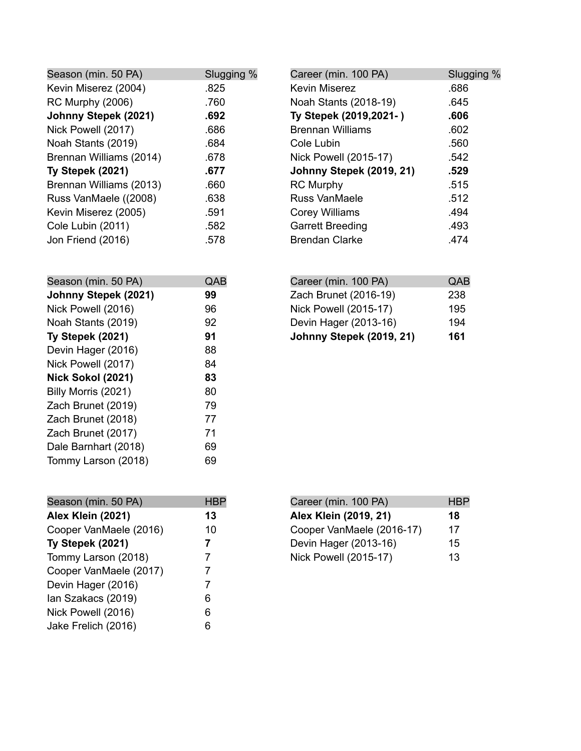| Season (min. 50 PA) | Slugging % |
|---|---|
| Kevin Miserez (2004) | .825 |
| RC Murphy (2006) | .760 |
| **Johnny Stepek (2021)** | **.692** |
| Nick Powell (2017) | .686 |
| Noah Stants (2019) | .684 |
| Brennan Williams (2014) | .678 |
| **Ty Stepek (2021)** | **.677** |
| Brennan Williams (2013) | .660 |
| Russ VanMaele ((2008) | .638 |
| Kevin Miserez (2005) | .591 |
| Cole Lubin (2011) | .582 |
| Jon Friend (2016) | .578 |

| Career (min. 100 PA) | Slugging % |
|---|---|
| Kevin Miserez | .686 |
| Noah Stants (2018-19) | .645 |
| **Ty Stepek (2019,2021- )** | **.606** |
| Brennan Williams | .602 |
| Cole Lubin | .560 |
| Nick Powell (2015-17) | .542 |
| **Johnny Stepek (2019, 21)** | **.529** |
| RC Murphy | .515 |
| Russ VanMaele | .512 |
| Corey Williams | .494 |
| Garrett Breeding | .493 |
| Brendan Clarke | .474 |

| Season (min. 50 PA) | QAB |
|---|---|
| **Johnny Stepek (2021)** | **99** |
| Nick Powell (2016) | 96 |
| Noah Stants (2019) | 92 |
| **Ty Stepek (2021)** | **91** |
| Devin Hager (2016) | 88 |
| Nick Powell (2017) | 84 |
| **Nick Sokol (2021)** | **83** |
| Billy Morris (2021) | 80 |
| Zach Brunet (2019) | 79 |
| Zach Brunet (2018) | 77 |
| Zach Brunet (2017) | 71 |
| Dale Barnhart (2018) | 69 |
| Tommy Larson (2018) | 69 |

| Career (min. 100 PA) | QAB |
|---|---|
| Zach Brunet (2016-19) | 238 |
| Nick Powell (2015-17) | 195 |
| Devin Hager (2013-16) | 194 |
| **Johnny Stepek (2019, 21)** | **161** |

| Season (min. 50 PA) | HBP |
|---|---|
| **Alex Klein (2021)** | **13** |
| Cooper VanMaele (2016) | 10 |
| **Ty Stepek (2021)** | **7** |
| Tommy Larson (2018) | 7 |
| Cooper VanMaele (2017) | 7 |
| Devin Hager (2016) | 7 |
| Ian Szakacs (2019) | 6 |
| Nick Powell (2016) | 6 |
| Jake Frelich (2016) | 6 |

| Career (min. 100 PA) | HBP |
|---|---|
| **Alex Klein (2019, 21)** | **18** |
| Cooper VanMaele (2016-17) | 17 |
| Devin Hager (2013-16) | 15 |
| Nick Powell (2015-17) | 13 |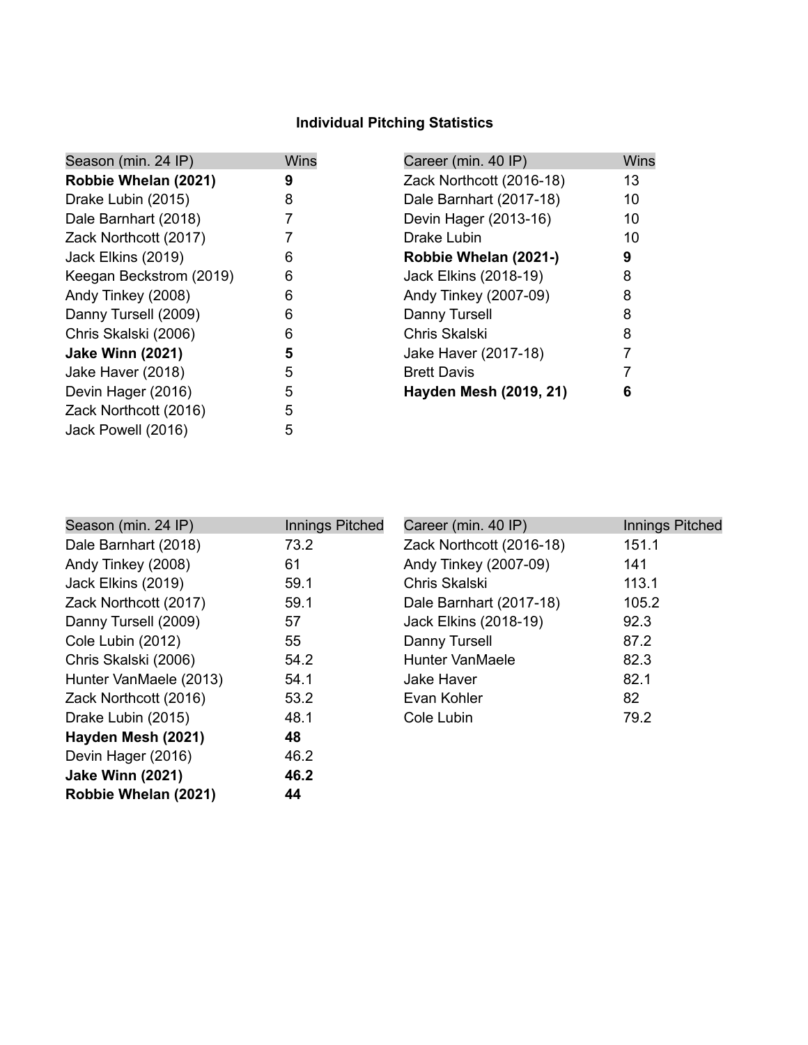**Individual Pitching Statistics**

| Season (min. 24 IP) | Wins |
|---|---|
| **Robbie Whelan (2021)** | **9** |
| Drake Lubin (2015) | 8 |
| Dale Barnhart (2018) | 7 |
| Zack Northcott (2017) | 7 |
| Jack Elkins (2019) | 6 |
| Keegan Beckstrom (2019) | 6 |
| Andy Tinkey (2008) | 6 |
| Danny Tursell (2009) | 6 |
| Chris Skalski (2006) | 6 |
| **Jake Winn (2021)** | **5** |
| Jake Haver (2018) | 5 |
| Devin Hager (2016) | 5 |
| Zack Northcott (2016) | 5 |
| Jack Powell (2016) | 5 |

| Career (min. 40 IP) | Wins |
|---|---|
| Zack Northcott (2016-18) | 13 |
| Dale Barnhart (2017-18) | 10 |
| Devin Hager (2013-16) | 10 |
| Drake Lubin | 10 |
| **Robbie Whelan (2021-)** | **9** |
| Jack Elkins (2018-19) | 8 |
| Andy Tinkey (2007-09) | 8 |
| Danny Tursell | 8 |
| Chris Skalski | 8 |
| Jake Haver (2017-18) | 7 |
| Brett Davis | 7 |
| **Hayden Mesh (2019, 21)** | **6** |

| Season (min. 24 IP) | Innings Pitched |
|---|---|
| Dale Barnhart (2018) | 73.2 |
| Andy Tinkey (2008) | 61 |
| Jack Elkins (2019) | 59.1 |
| Zack Northcott (2017) | 59.1 |
| Danny Tursell (2009) | 57 |
| Cole Lubin (2012) | 55 |
| Chris Skalski (2006) | 54.2 |
| Hunter VanMaele (2013) | 54.1 |
| Zack Northcott (2016) | 53.2 |
| Drake Lubin (2015) | 48.1 |
| **Hayden Mesh (2021)** | **48** |
| Devin Hager (2016) | 46.2 |
| **Jake Winn (2021)** | **46.2** |
| **Robbie Whelan (2021)** | **44** |

| Career (min. 40 IP) | Innings Pitched |
|---|---|
| Zack Northcott (2016-18) | 151.1 |
| Andy Tinkey (2007-09) | 141 |
| Chris Skalski | 113.1 |
| Dale Barnhart (2017-18) | 105.2 |
| Jack Elkins (2018-19) | 92.3 |
| Danny Tursell | 87.2 |
| Hunter VanMaele | 82.3 |
| Jake Haver | 82.1 |
| Evan Kohler | 82 |
| Cole Lubin | 79.2 |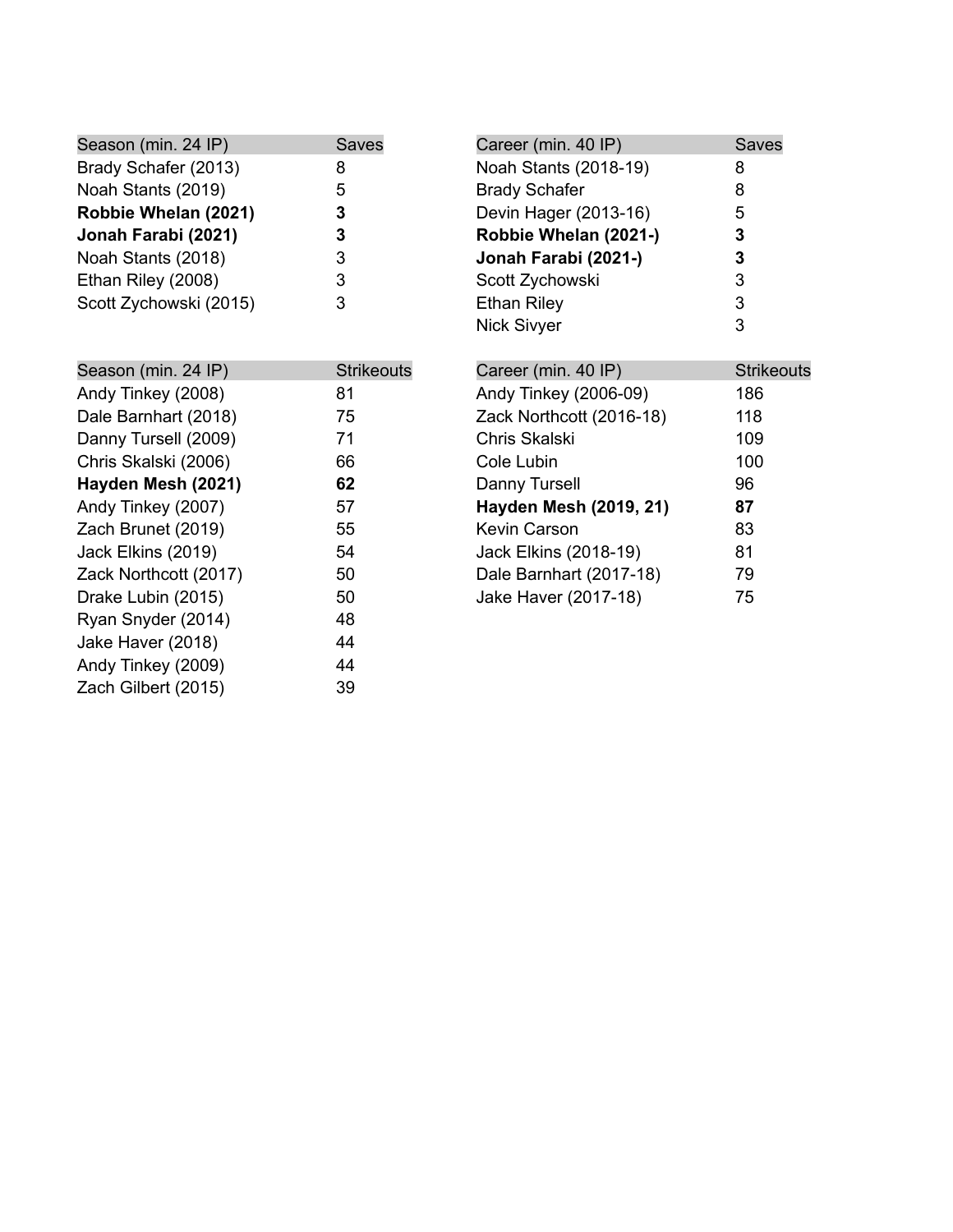| Season (min. 24 IP) | Saves |
|---|---|
| Brady Schafer (2013) | 8 |
| Noah Stants (2019) | 5 |
| **Robbie Whelan (2021)** | **3** |
| **Jonah Farabi (2021)** | **3** |
| Noah Stants (2018) | 3 |
| Ethan Riley (2008) | 3 |
| Scott Zychowski (2015) | 3 |

| Career (min. 40 IP) | Saves |
|---|---|
| Noah Stants (2018-19) | 8 |
| Brady Schafer | 8 |
| Devin Hager (2013-16) | 5 |
| **Robbie Whelan (2021-)** | **3** |
| **Jonah Farabi (2021-)** | **3** |
| Scott Zychowski | 3 |
| Ethan Riley | 3 |
| Nick Sivyer | 3 |

| Season (min. 24 IP) | Strikeouts |
|---|---|
| Andy Tinkey (2008) | 81 |
| Dale Barnhart (2018) | 75 |
| Danny Tursell (2009) | 71 |
| Chris Skalski (2006) | 66 |
| **Hayden Mesh (2021)** | **62** |
| Andy Tinkey (2007) | 57 |
| Zach Brunet (2019) | 55 |
| Jack Elkins (2019) | 54 |
| Zack Northcott (2017) | 50 |
| Drake Lubin (2015) | 50 |
| Ryan Snyder (2014) | 48 |
| Jake Haver (2018) | 44 |
| Andy Tinkey (2009) | 44 |
| Zach Gilbert (2015) | 39 |

| Career (min. 40 IP) | Strikeouts |
|---|---|
| Andy Tinkey (2006-09) | 186 |
| Zack Northcott (2016-18) | 118 |
| Chris Skalski | 109 |
| Cole Lubin | 100 |
| Danny Tursell | 96 |
| **Hayden Mesh (2019, 21)** | **87** |
| Kevin Carson | 83 |
| Jack Elkins (2018-19) | 81 |
| Dale Barnhart (2017-18) | 79 |
| Jake Haver (2017-18) | 75 |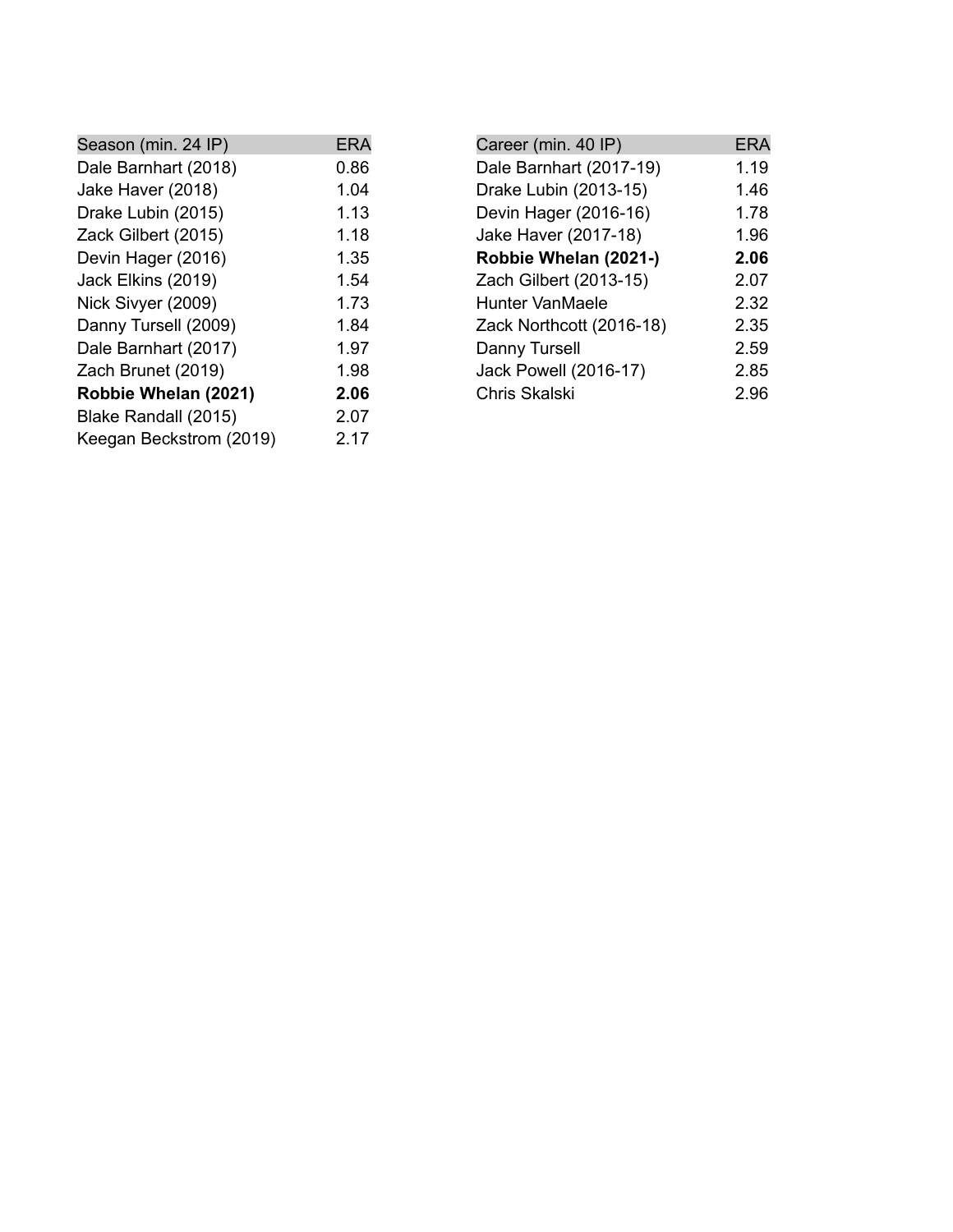| Season (min. 24 IP) | ERA |
|---|---|
| Dale Barnhart (2018) | 0.86 |
| Jake Haver (2018) | 1.04 |
| Drake Lubin (2015) | 1.13 |
| Zack Gilbert (2015) | 1.18 |
| Devin Hager (2016) | 1.35 |
| Jack Elkins (2019) | 1.54 |
| Nick Sivyer (2009) | 1.73 |
| Danny Tursell (2009) | 1.84 |
| Dale Barnhart (2017) | 1.97 |
| Zach Brunet (2019) | 1.98 |
| **Robbie Whelan (2021)** | **2.06** |
| Blake Randall (2015) | 2.07 |
| Keegan Beckstrom (2019) | 2.17 |

| Career (min. 40 IP) | ERA |
|---|---|
| Dale Barnhart (2017-19) | 1.19 |
| Drake Lubin (2013-15) | 1.46 |
| Devin Hager (2016-16) | 1.78 |
| Jake Haver (2017-18) | 1.96 |
| **Robbie Whelan (2021-)** | **2.06** |
| Zach Gilbert (2013-15) | 2.07 |
| Hunter VanMaele | 2.32 |
| Zack Northcott (2016-18) | 2.35 |
| Danny Tursell | 2.59 |
| Jack Powell (2016-17) | 2.85 |
| Chris Skalski | 2.96 |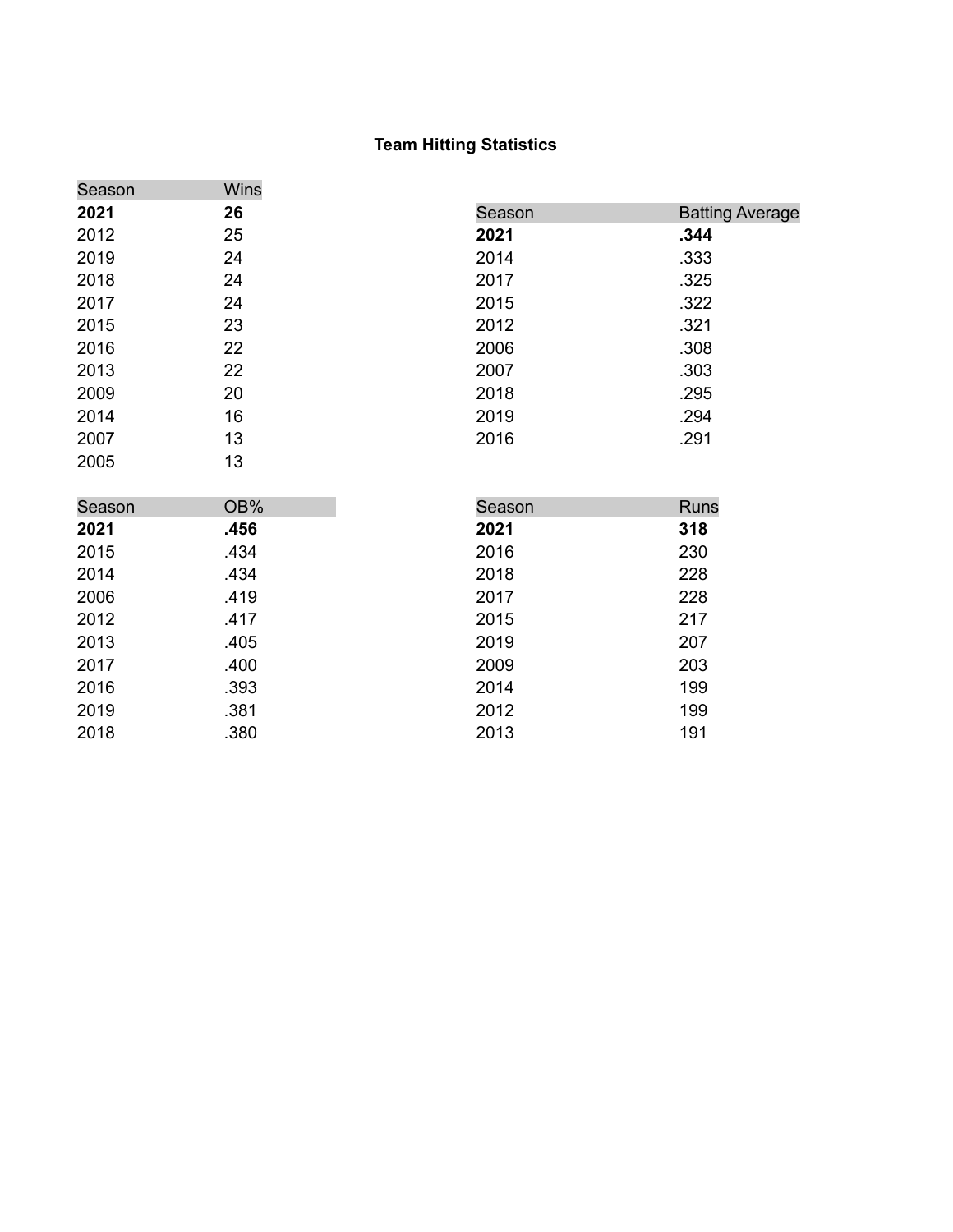## Team Hitting Statistics

| Season | Wins |
|---|---|
| **2021** | **26** |
| 2012 | 25 |
| 2019 | 24 |
| 2018 | 24 |
| 2017 | 24 |
| 2015 | 23 |
| 2016 | 22 |
| 2013 | 22 |
| 2009 | 20 |
| 2014 | 16 |
| 2007 | 13 |
| 2005 | 13 |

| Season | Batting Average |
|---|---|
| **2021** | **.344** |
| 2014 | .333 |
| 2017 | .325 |
| 2015 | .322 |
| 2012 | .321 |
| 2006 | .308 |
| 2007 | .303 |
| 2018 | .295 |
| 2019 | .294 |
| 2016 | .291 |

| Season | OB% |
|---|---|
| **2021** | **.456** |
| 2015 | .434 |
| 2014 | .434 |
| 2006 | .419 |
| 2012 | .417 |
| 2013 | .405 |
| 2017 | .400 |
| 2016 | .393 |
| 2019 | .381 |
| 2018 | .380 |

| Season | Runs |
|---|---|
| **2021** | **318** |
| 2016 | 230 |
| 2018 | 228 |
| 2017 | 228 |
| 2015 | 217 |
| 2019 | 207 |
| 2009 | 203 |
| 2014 | 199 |
| 2012 | 199 |
| 2013 | 191 |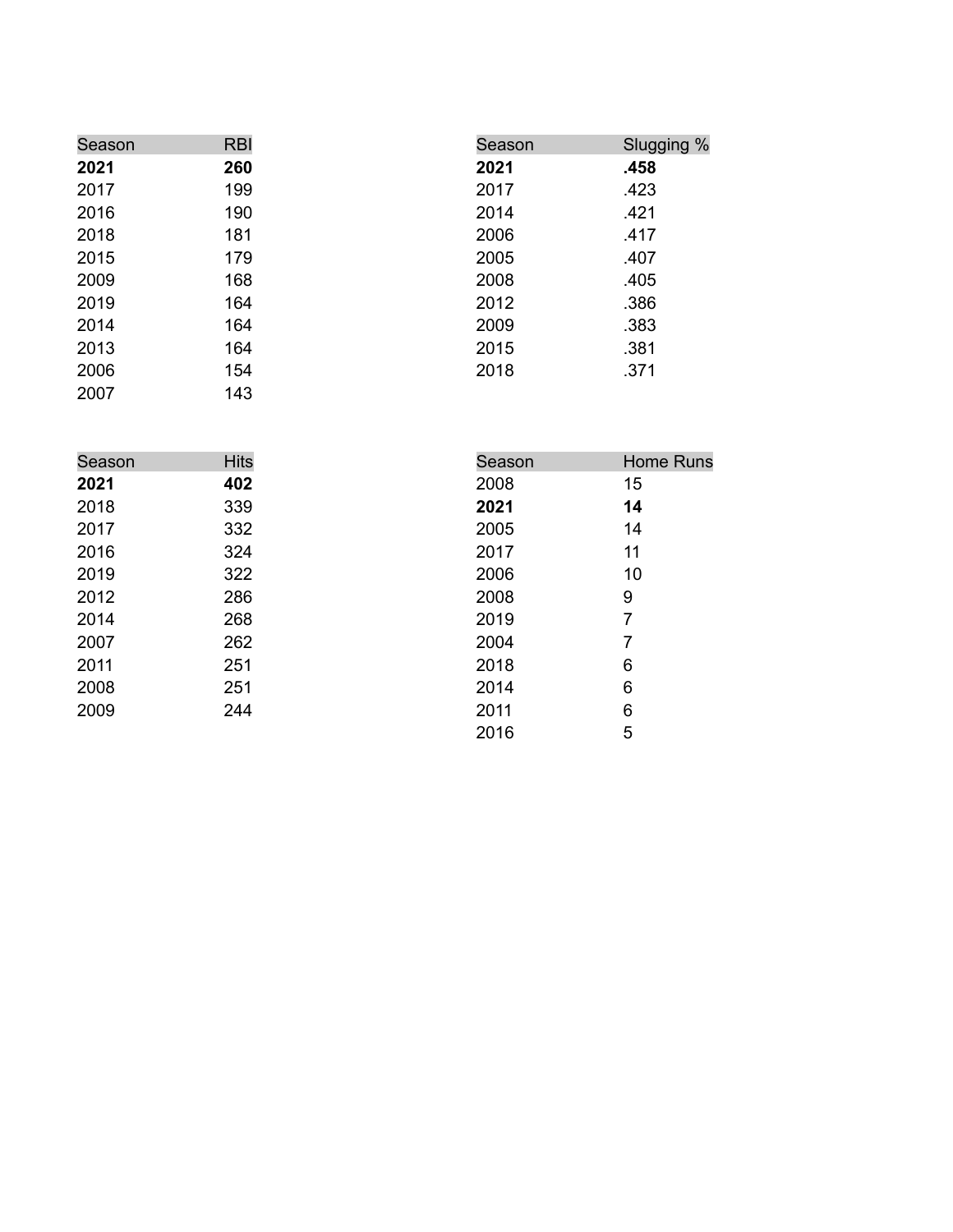| Season | RBI |
|---|---|
| **2021** | **260** |
| 2017 | 199 |
| 2016 | 190 |
| 2018 | 181 |
| 2015 | 179 |
| 2009 | 168 |
| 2019 | 164 |
| 2014 | 164 |
| 2013 | 164 |
| 2006 | 154 |
| 2007 | 143 |

| Season | Slugging % |
|---|---|
| **2021** | **.458** |
| 2017 | .423 |
| 2014 | .421 |
| 2006 | .417 |
| 2005 | .407 |
| 2008 | .405 |
| 2012 | .386 |
| 2009 | .383 |
| 2015 | .381 |
| 2018 | .371 |

| Season | Hits |
|---|---|
| **2021** | **402** |
| 2018 | 339 |
| 2017 | 332 |
| 2016 | 324 |
| 2019 | 322 |
| 2012 | 286 |
| 2014 | 268 |
| 2007 | 262 |
| 2011 | 251 |
| 2008 | 251 |
| 2009 | 244 |

| Season | Home Runs |
|---|---|
| 2008 | 15 |
| **2021** | **14** |
| 2005 | 14 |
| 2017 | 11 |
| 2006 | 10 |
| 2008 | 9 |
| 2019 | 7 |
| 2004 | 7 |
| 2018 | 6 |
| 2014 | 6 |
| 2011 | 6 |
| 2016 | 5 |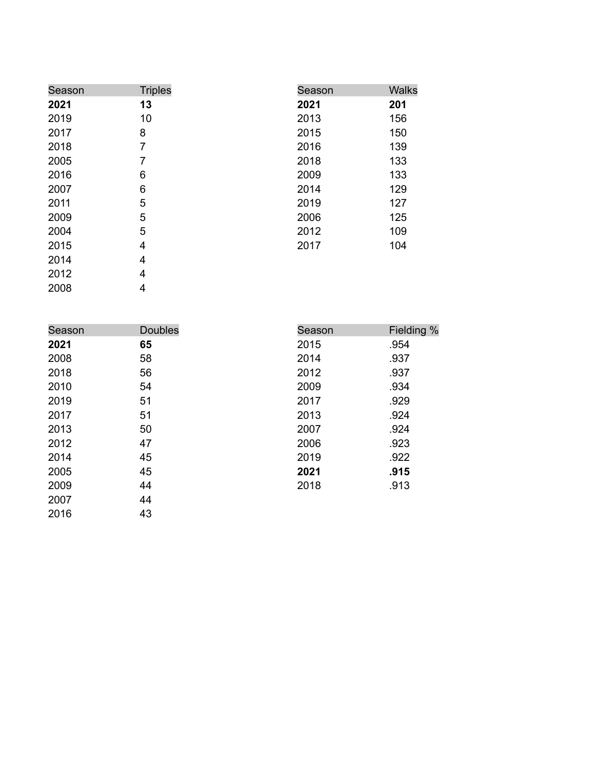| Season | Triples |
| --- | --- |
| **2021** | **13** |
| 2019 | 10 |
| 2017 | 8 |
| 2018 | 7 |
| 2005 | 7 |
| 2016 | 6 |
| 2007 | 6 |
| 2011 | 5 |
| 2009 | 5 |
| 2004 | 5 |
| 2015 | 4 |
| 2014 | 4 |
| 2012 | 4 |
| 2008 | 4 |

| Season | Walks |
| --- | --- |
| **2021** | **201** |
| 2013 | 156 |
| 2015 | 150 |
| 2016 | 139 |
| 2018 | 133 |
| 2009 | 133 |
| 2014 | 129 |
| 2019 | 127 |
| 2006 | 125 |
| 2012 | 109 |
| 2017 | 104 |

| Season | Doubles |
| --- | --- |
| **2021** | **65** |
| 2008 | 58 |
| 2018 | 56 |
| 2010 | 54 |
| 2019 | 51 |
| 2017 | 51 |
| 2013 | 50 |
| 2012 | 47 |
| 2014 | 45 |
| 2005 | 45 |
| 2009 | 44 |
| 2007 | 44 |
| 2016 | 43 |

| Season | Fielding % |
| --- | --- |
| 2015 | .954 |
| 2014 | .937 |
| 2012 | .937 |
| 2009 | .934 |
| 2017 | .929 |
| 2013 | .924 |
| 2007 | .924 |
| 2006 | .923 |
| 2019 | .922 |
| **2021** | **.915** |
| 2018 | .913 |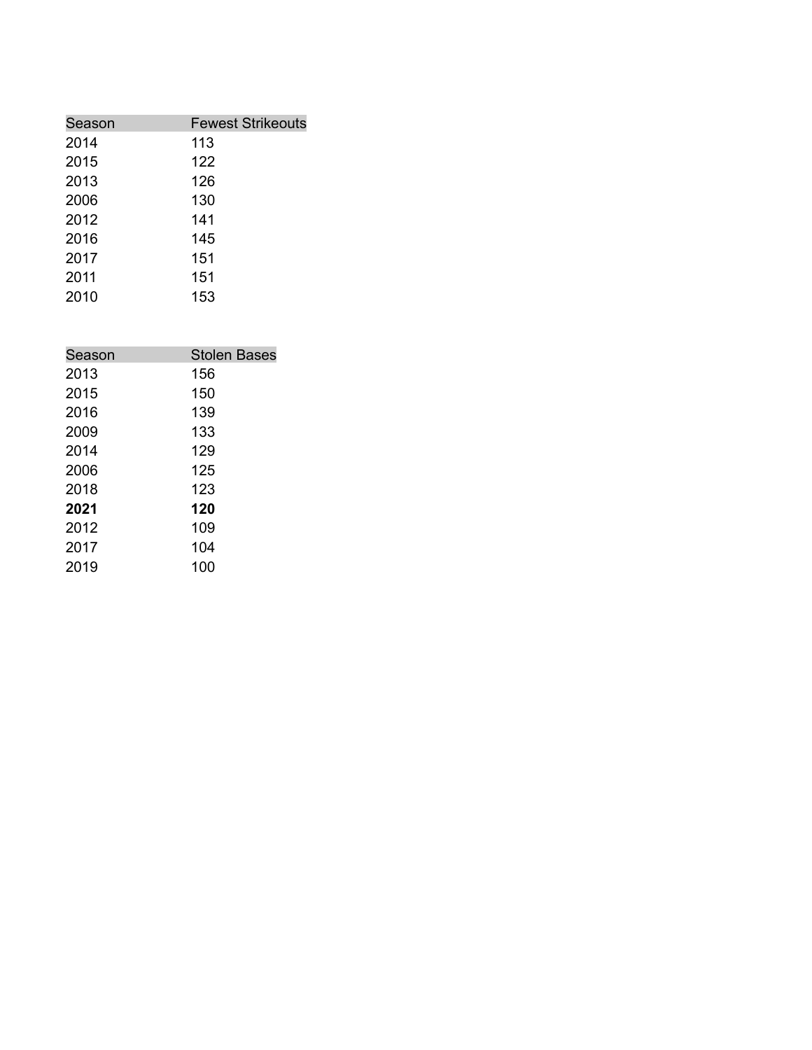| Season | Fewest Strikeouts |
| --- | --- |
| 2014 | 113 |
| 2015 | 122 |
| 2013 | 126 |
| 2006 | 130 |
| 2012 | 141 |
| 2016 | 145 |
| 2017 | 151 |
| 2011 | 151 |
| 2010 | 153 |

| Season | Stolen Bases |
| --- | --- |
| 2013 | 156 |
| 2015 | 150 |
| 2016 | 139 |
| 2009 | 133 |
| 2014 | 129 |
| 2006 | 125 |
| 2018 | 123 |
| **2021** | **120** |
| 2012 | 109 |
| 2017 | 104 |
| 2019 | 100 |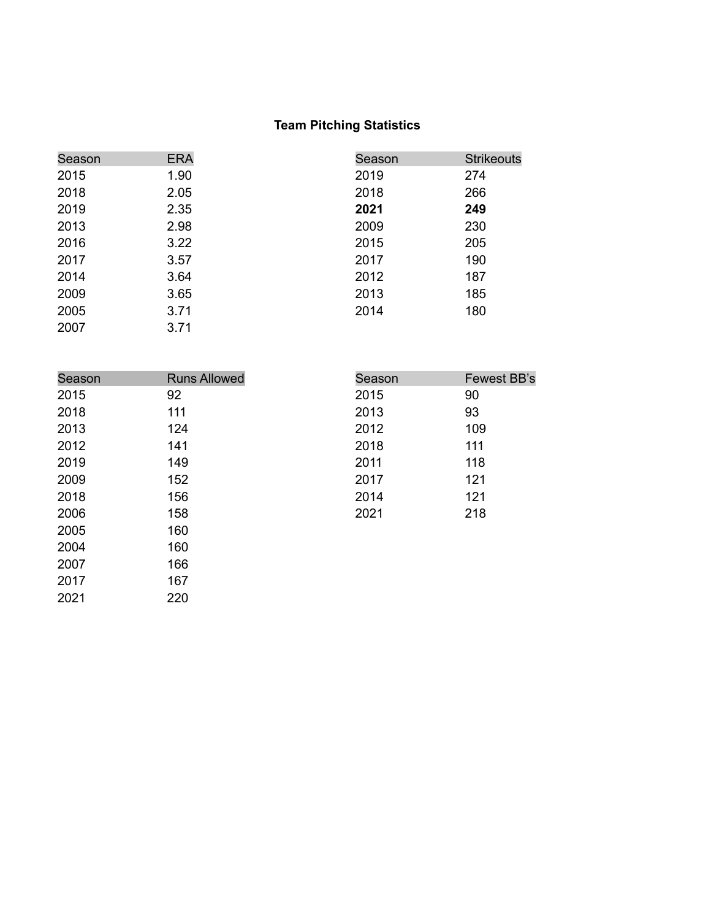### Team Pitching Statistics

| Season | ERA |
|---|---|
| 2015 | 1.90 |
| 2018 | 2.05 |
| 2019 | 2.35 |
| 2013 | 2.98 |
| 2016 | 3.22 |
| 2017 | 3.57 |
| 2014 | 3.64 |
| 2009 | 3.65 |
| 2005 | 3.71 |
| 2007 | 3.71 |

| Season | Strikeouts |
|---|---|
| 2019 | 274 |
| 2018 | 266 |
| **2021** | **249** |
| 2009 | 230 |
| 2015 | 205 |
| 2017 | 190 |
| 2012 | 187 |
| 2013 | 185 |
| 2014 | 180 |

| Season | Runs Allowed |
|---|---|
| 2015 | 92 |
| 2018 | 111 |
| 2013 | 124 |
| 2012 | 141 |
| 2019 | 149 |
| 2009 | 152 |
| 2018 | 156 |
| 2006 | 158 |
| 2005 | 160 |
| 2004 | 160 |
| 2007 | 166 |
| 2017 | 167 |
| 2021 | 220 |

| Season | Fewest BB's |
|---|---|
| 2015 | 90 |
| 2013 | 93 |
| 2012 | 109 |
| 2018 | 111 |
| 2011 | 118 |
| 2017 | 121 |
| 2014 | 121 |
| 2021 | 218 |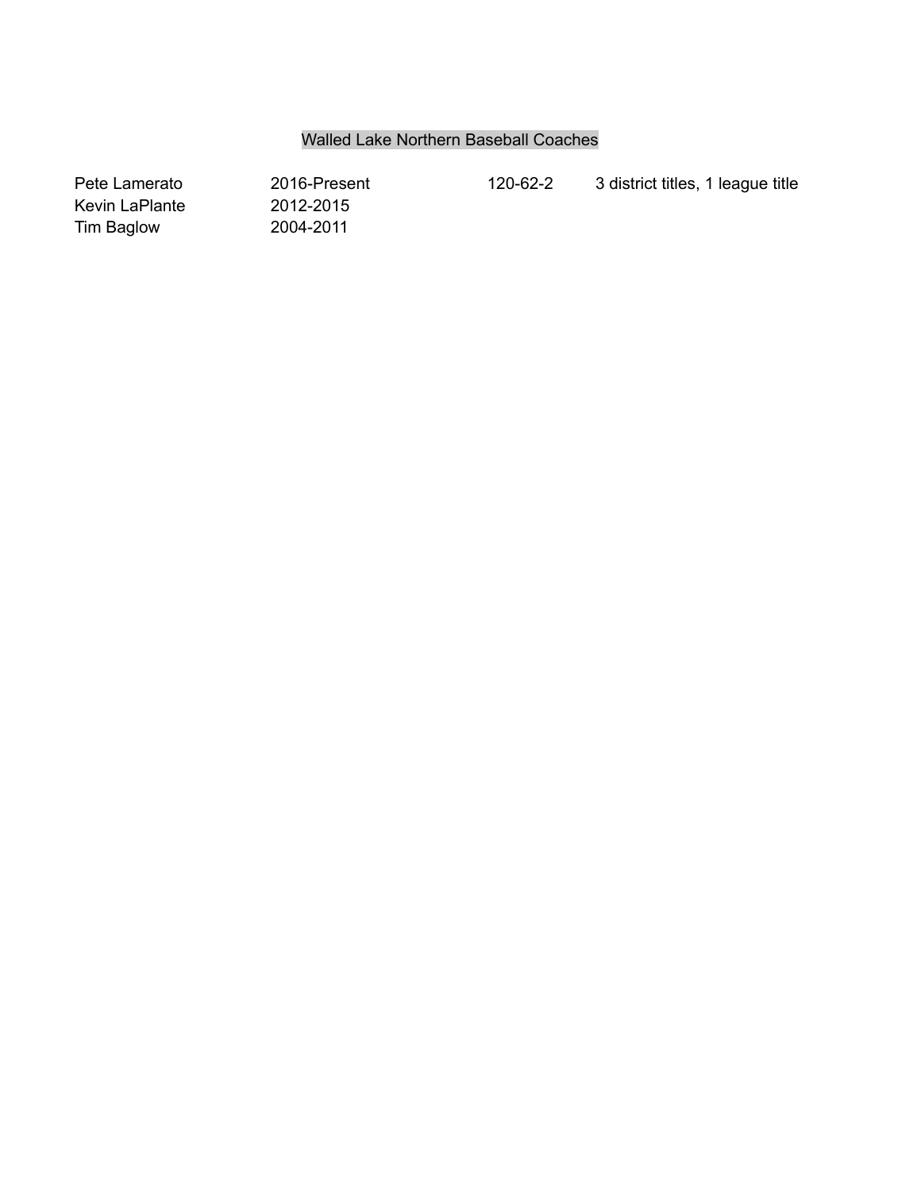# Walled Lake Northern Baseball Coaches

| | | | |
|---|---|---|---|
| Pete Lamerato | 2016-Present | 120-62-2 | 3 district titles, 1 league title |
| Kevin LaPlante | 2012-2015 | | |
| Tim Baglow | 2004-2011 | | |